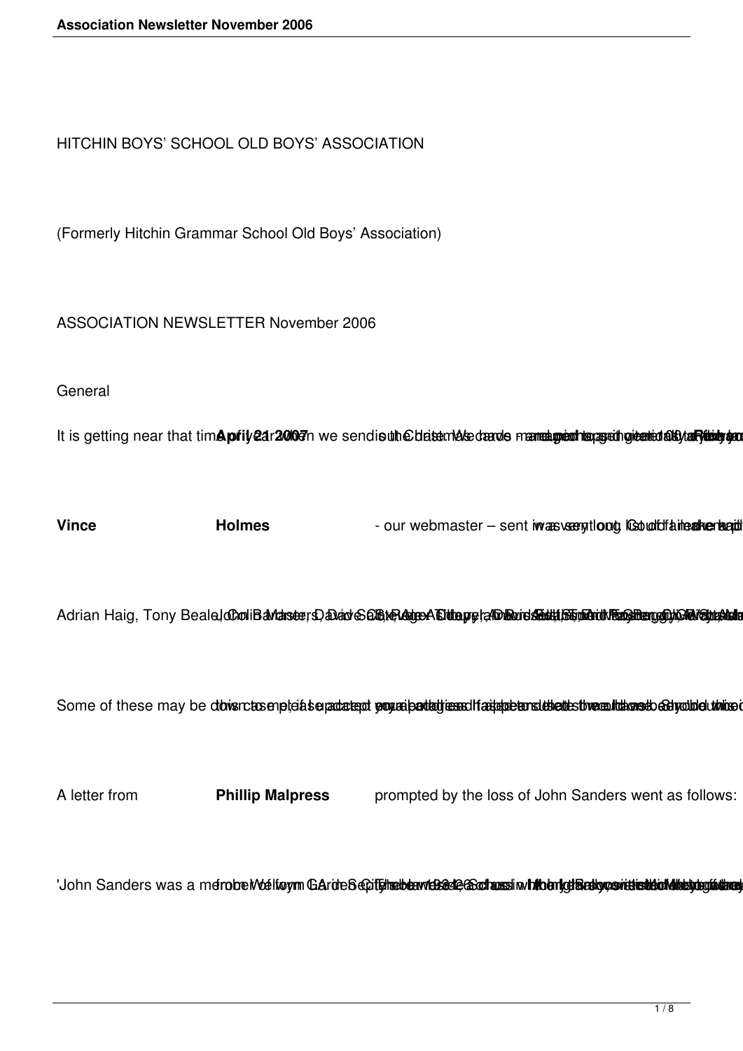HITCHIN BOYS' SCHOOL OLD BOYS' ASSOCIATION

(Formerly Hitchin Grammar School Old Boys' Association)

ASSOCIATION NEWSLETTER November 2006

General

It is getting near that time of year when we send out the Christmas cards –

**Vince Holmes** - our webmaster – sent

Adrian Haig, Tony Beale,

Some of these may be

A letter from **Phillip Malpress** prompted by the loss of John Sanders went as follows:

'John Sanders was a member of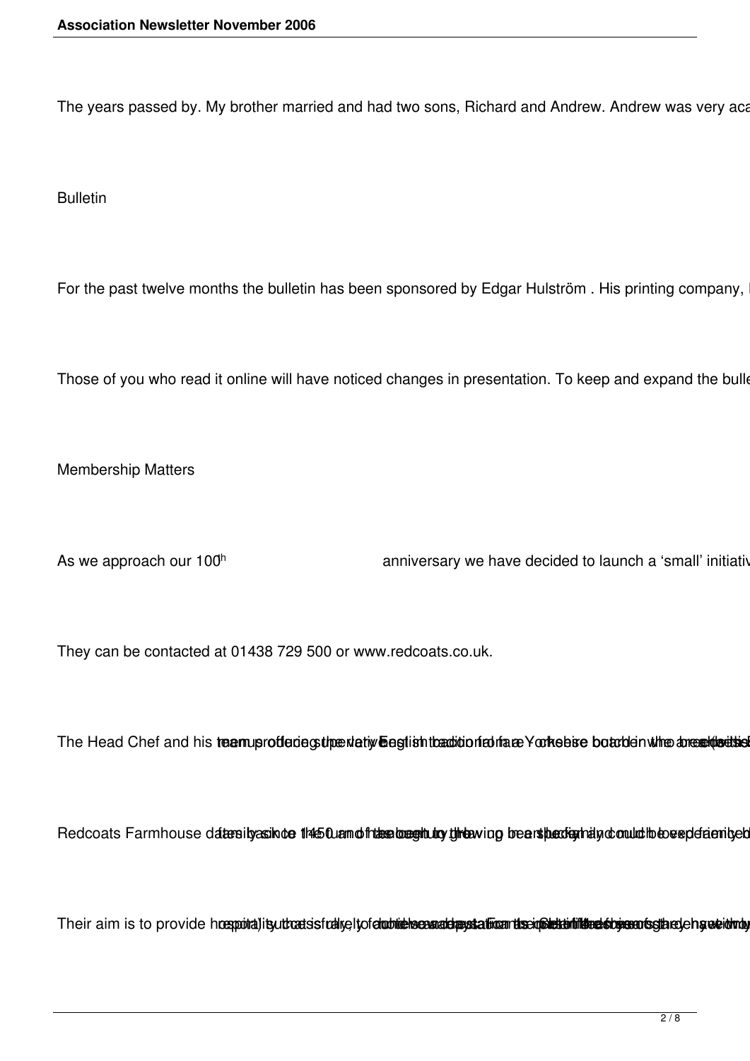The years passed by. My brother married and had two sons, Richard and Andrew. Andrew was very aca

## Bulletin

For the past twelve months the bulletin has been sponsored by Edgar Hulström . His printing company,

Those of you who read it online will have noticed changes in presentation. To keep and expand the bulle

## Membership Matters

As we approach our 100th anniversary we have decided to launch a 'small' initiativ

They can be contacted at 01438 729 500 or www.redcoats.co.uk.

The Head Chef and his team ... producing the very ... English traditional ... a Yorkshire butcher ... the breakfast ...

Redcoats Farmhouse dates back to 1450 ... family ... the century ... has been ... the drawing ... be ... and could be ... experienced ...

Their aim is to provide hospitality ... a successful ... to ... accommodation ... its ... the ... Chef ... and ... years ... they have ...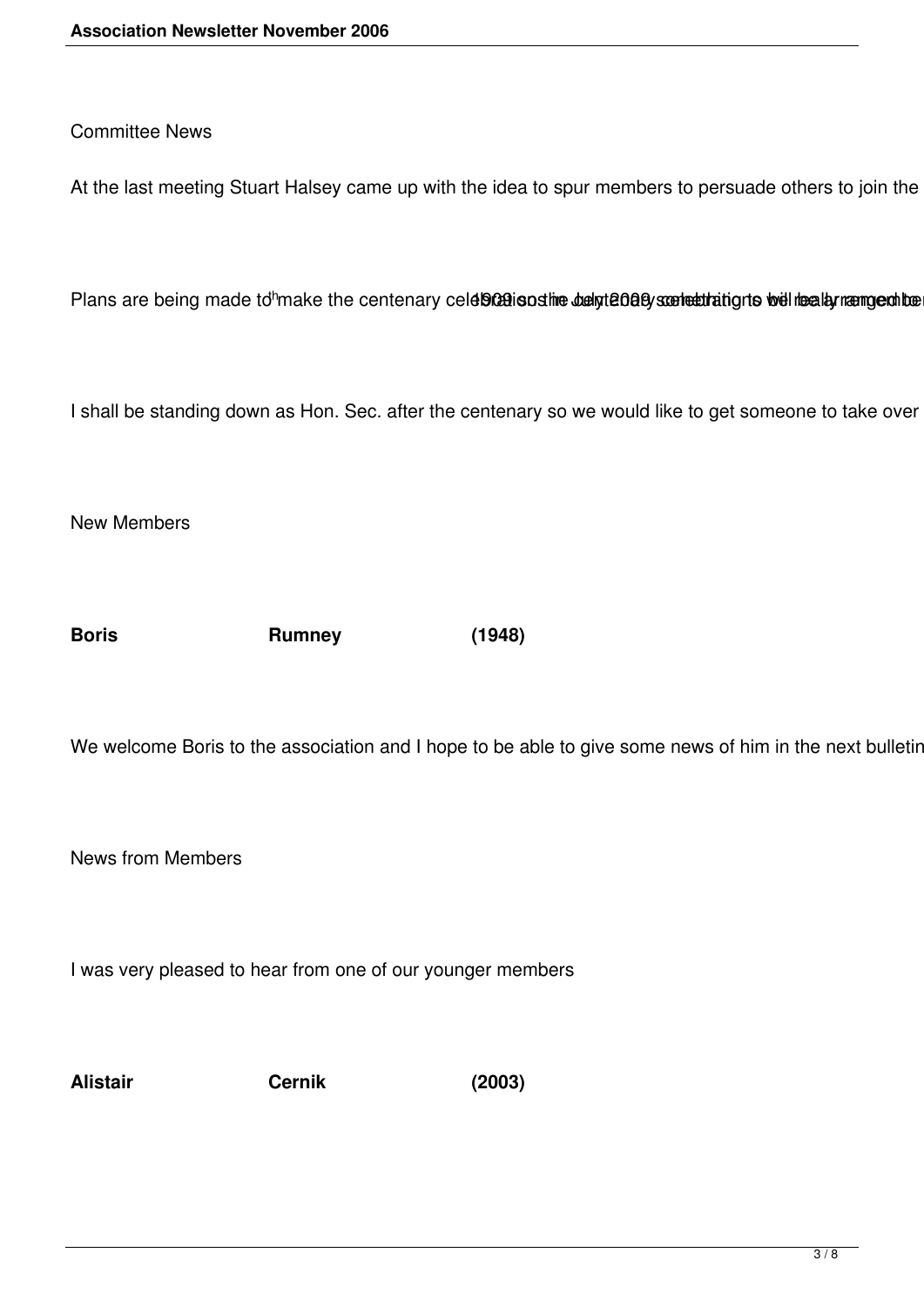Committee News

At the last meeting Stuart Halsey came up with the idea to spur members to persuade others to join the

Plans are being made to make the centenary celebrations in July 2009 something to be really remembered

I shall be standing down as Hon. Sec. after the centenary so we would like to get someone to take over

New Members

| **Boris** | **Rumney** | **(1948)** |
|---|---|---|

We welcome Boris to the association and I hope to be able to give some news of him in the next bulletin

News from Members

I was very pleased to hear from one of our younger members

| **Alistair** | **Cernik** | **(2003)** |
|---|---|---|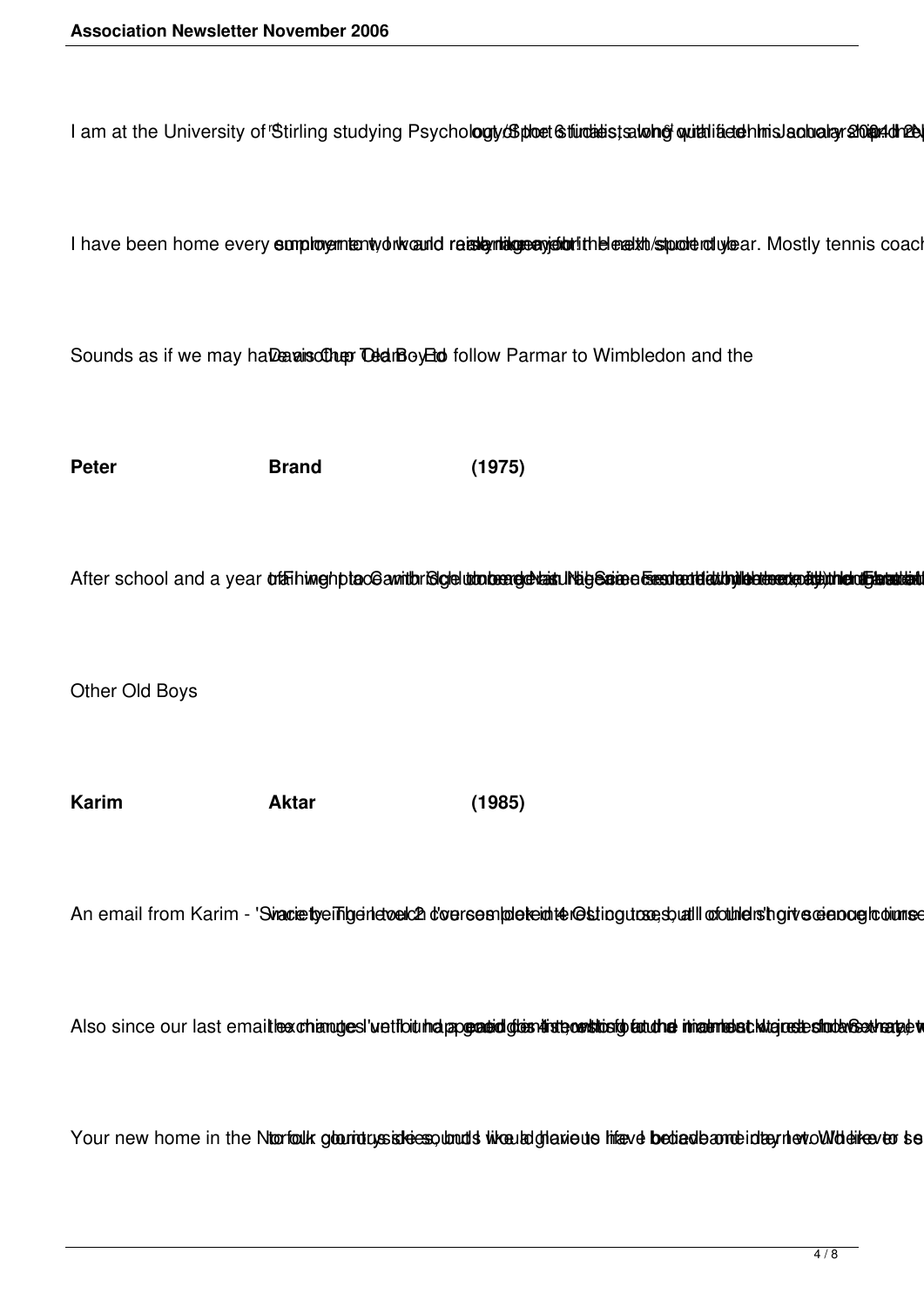I am at the University of Stirling studying Psychology/Sport Studies

I have been home every summer to work and raise money for the next student year. Mostly tennis coach

Sounds as if we may have another Old Boy to follow Parmar to Wimbledon and the Davis Cup Team. Ed

**Peter** **Brand** **(1975)**

After school and a year of

Other Old Boys

**Karim** **Aktar** **(1985)**

An email from Karim - '

Also since our last email

Your new home in the Norfolk countryside sounds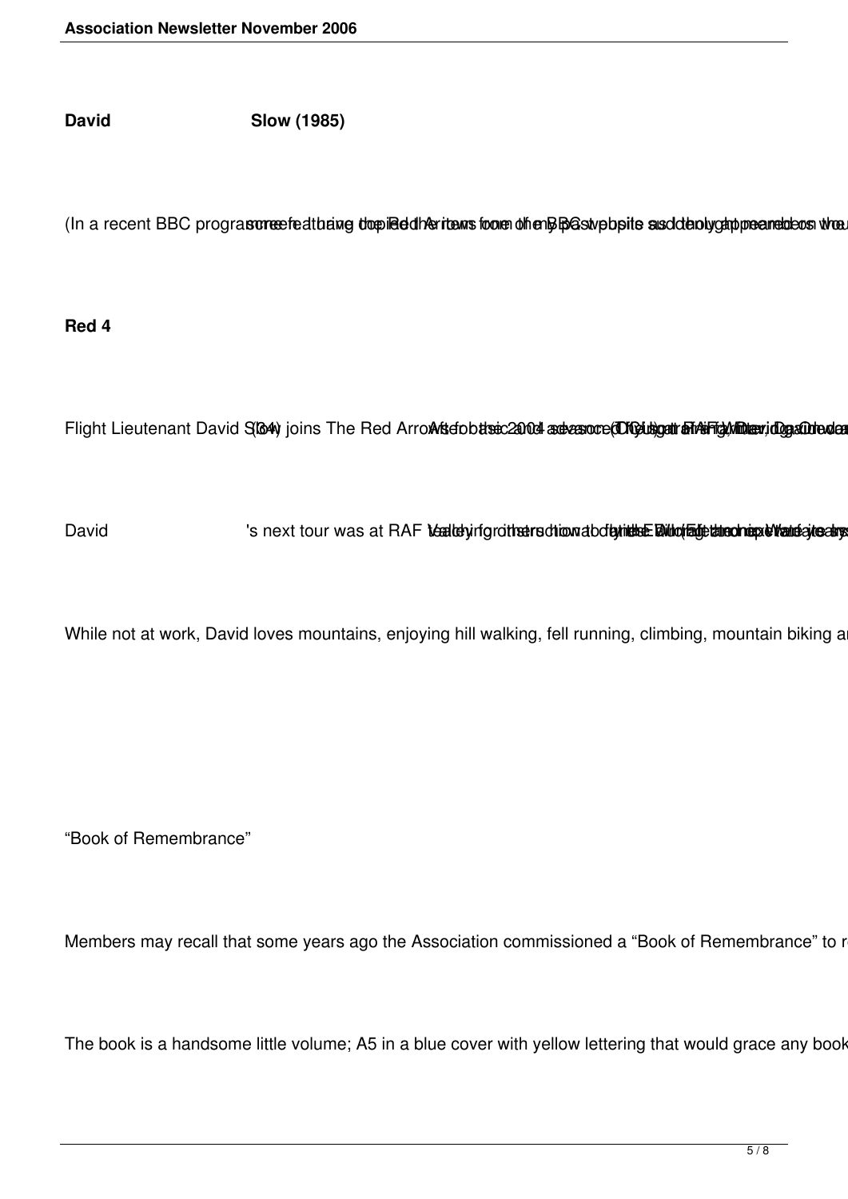**David Slow (1985)**

(In a recent BBC programme featuring the Red Arrows from the BBC website suddenly appeared on the

**Red 4**

Flight Lieutenant David Slow (34) joins The Red Arrows for the 2004 season. (Display at RAF Valley, Red Arrows)

David's next tour was at RAF Valley for instruction to fly the Hawk (Electronic Warfare)

While not at work, David loves mountains, enjoying hill walking, fell running, climbing, mountain biking a

"Book of Remembrance"

Members may recall that some years ago the Association commissioned a "Book of Remembrance" to r

The book is a handsome little volume; A5 in a blue cover with yellow lettering that would grace any book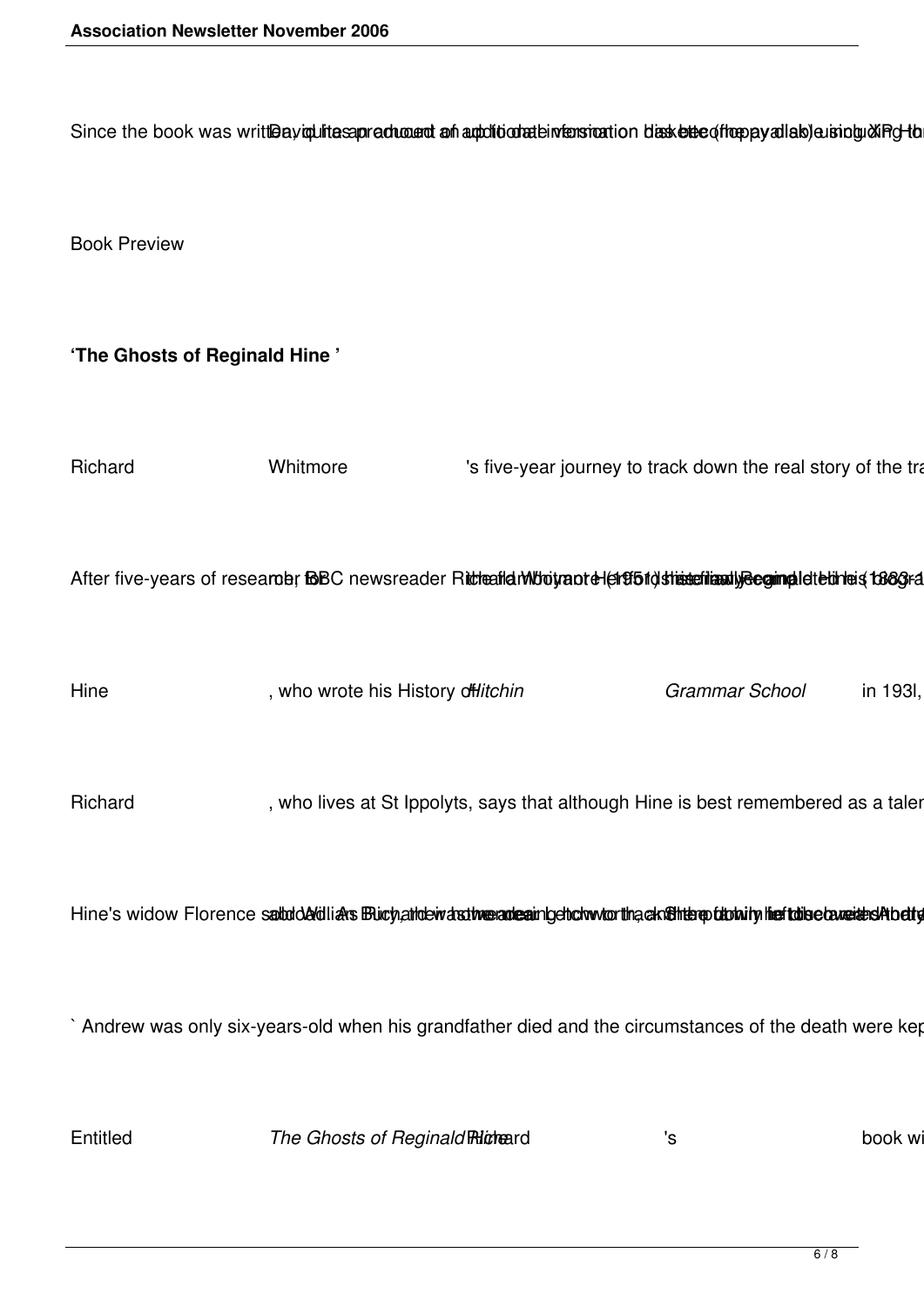Since the book was writtDavid has produced an updated version on diskette (floppy disk) using XP Ho

Book Preview

**'The Ghosts of Reginald Hine'**

Richard Whitmore 's five-year journey to track down the real story of the tra

After five-years of research, BBC newsreader Richard Whitmore (1951) has finally completed his biogra

Hine , who wrote his History of *Hitchin Grammar School* in 193l,

Richard , who lives at St Ippolyts, says that although Hine is best remembered as a talen

Hine's widow Florence sold William Buchan the writer and Andrew the grandson, how to track the story of the late

` Andrew was only six-years-old when his grandfather died and the circumstances of the death were kep

Entitled *The Ghosts of Reginald Hine* Richard 's book wi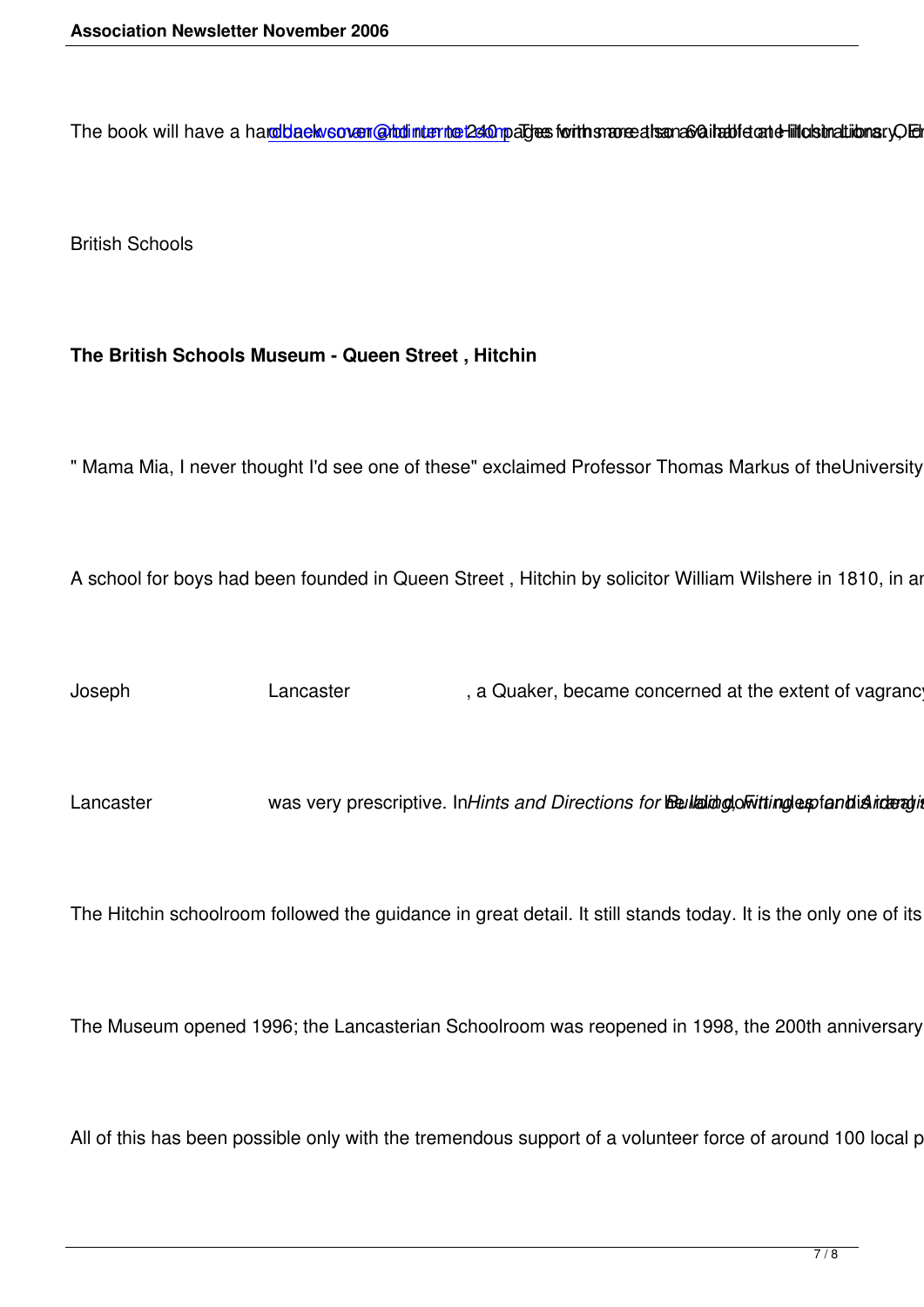The book will have a hard back cover and run to 240 pages with more than 60 illustrations. [overlapping text: oldbackwsover@btinternet.com ... There is also available at Hitchin Library, Or...]

British Schools

**The British Schools Museum - Queen Street , Hitchin**

" Mama Mia, I never thought I'd see one of these" exclaimed Professor Thomas Markus of the University

A school for boys had been founded in Queen Street , Hitchin by solicitor William Wilshere in 1810, in an

Joseph Lancaster , a Quaker, became concerned at the extent of vagrancy

Lancaster was very prescriptive. In *Hints and Directions for Building, Fitting up and Arranging*

The Hitchin schoolroom followed the guidance in great detail. It still stands today. It is the only one of its

The Museum opened 1996; the Lancasterian Schoolroom was reopened in 1998, the 200th anniversary

All of this has been possible only with the tremendous support of a volunteer force of around 100 local p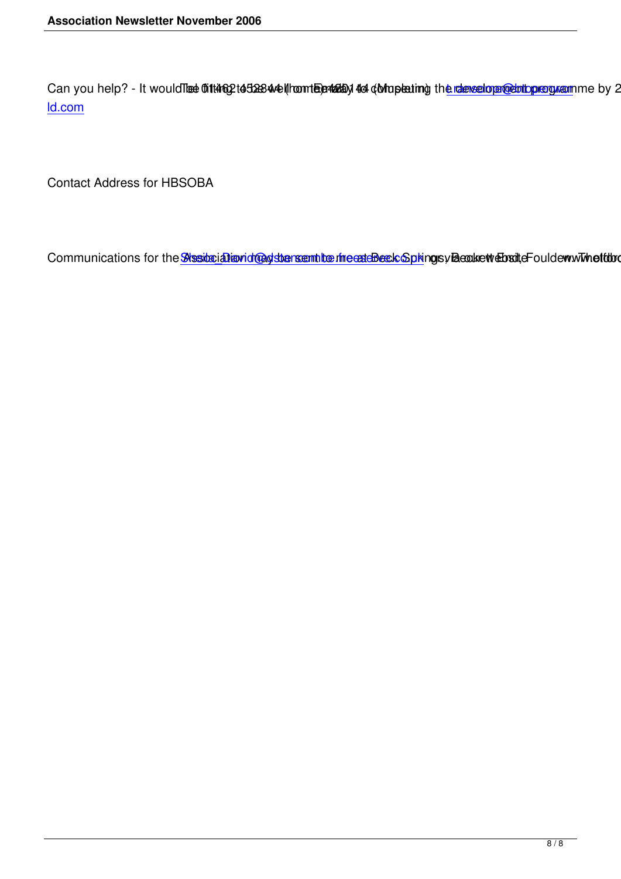Can you help? - It wouldTel 01462 452844 (home) 420144 (Museum) the development programme by 2 L.develop@btopenwor ld.com

Contact Address for HBSOBA

Communications for the Association may be sent to me at Beck Springs via our website, Foulden, Thetford Sheila_David@dsbennett.freeserve.co.uk www.hbs ...